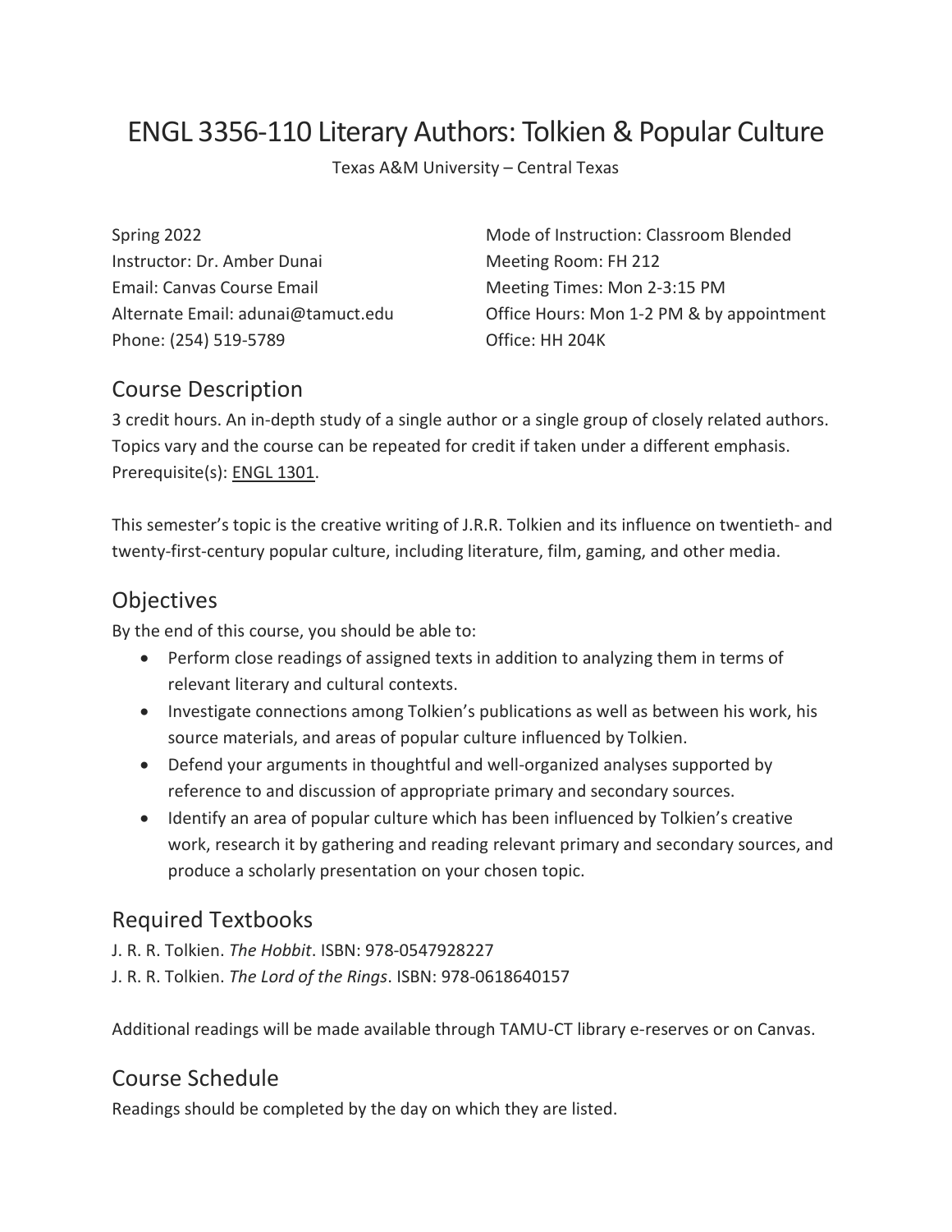# ENGL 3356-110 Literary Authors: Tolkien & Popular Culture

Texas A&M University – Central Texas

Spring 2022
Instructor: Dr. Amber Dunai
Email: Canvas Course Email
Alternate Email: adunai@tamuct.edu
Phone: (254) 519-5789

Mode of Instruction: Classroom Blended
Meeting Room: FH 212
Meeting Times: Mon 2-3:15 PM
Office Hours: Mon 1-2 PM & by appointment
Office: HH 204K

## Course Description

3 credit hours. An in-depth study of a single author or a single group of closely related authors. Topics vary and the course can be repeated for credit if taken under a different emphasis. Prerequisite(s): ENGL 1301.

This semester's topic is the creative writing of J.R.R. Tolkien and its influence on twentieth- and twenty-first-century popular culture, including literature, film, gaming, and other media.

## Objectives

By the end of this course, you should be able to:

- Perform close readings of assigned texts in addition to analyzing them in terms of relevant literary and cultural contexts.
- Investigate connections among Tolkien's publications as well as between his work, his source materials, and areas of popular culture influenced by Tolkien.
- Defend your arguments in thoughtful and well-organized analyses supported by reference to and discussion of appropriate primary and secondary sources.
- Identify an area of popular culture which has been influenced by Tolkien's creative work, research it by gathering and reading relevant primary and secondary sources, and produce a scholarly presentation on your chosen topic.

## Required Textbooks

J. R. R. Tolkien. *The Hobbit*. ISBN: 978-0547928227
J. R. R. Tolkien. *The Lord of the Rings*. ISBN: 978-0618640157

Additional readings will be made available through TAMU-CT library e-reserves or on Canvas.

## Course Schedule

Readings should be completed by the day on which they are listed.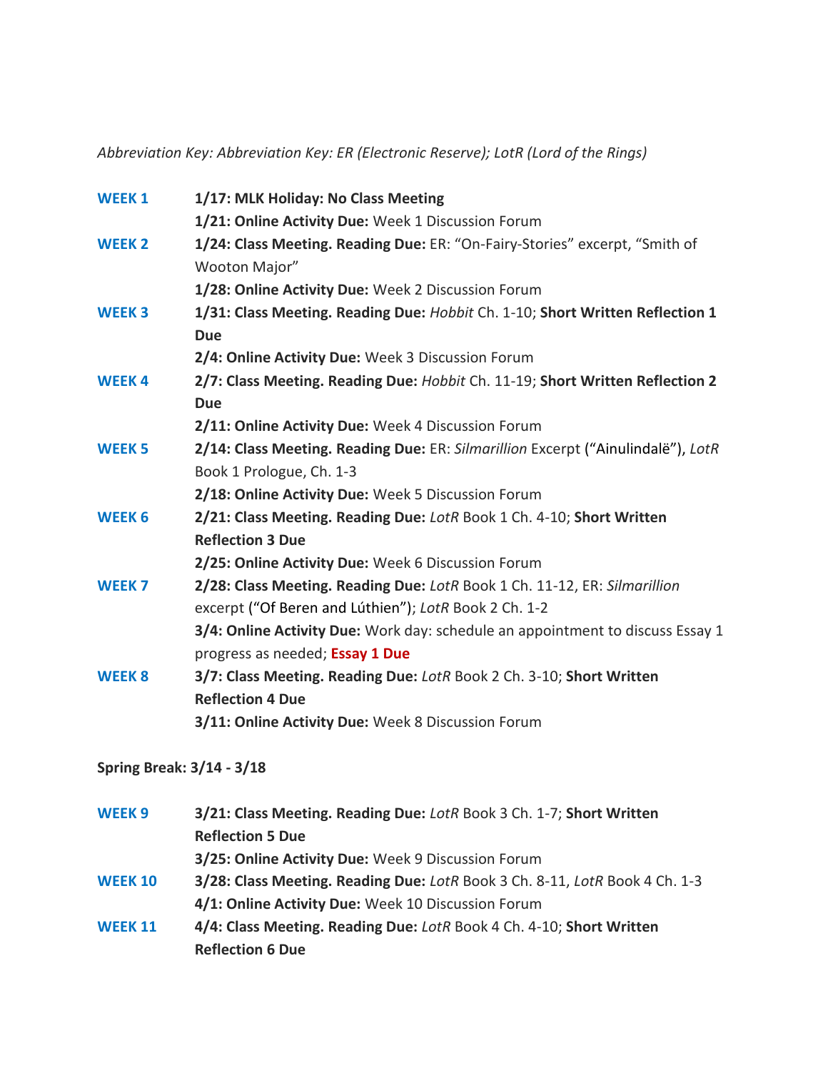*Abbreviation Key: Abbreviation Key: ER (Electronic Reserve); LotR (Lord of the Rings)*

| | |
|---|---|
| **WEEK 1** | **1/17: MLK Holiday: No Class Meeting** |
| | **1/21: Online Activity Due:** Week 1 Discussion Forum |
| **WEEK 2** | **1/24: Class Meeting. Reading Due:** ER: "On-Fairy-Stories" excerpt, "Smith of Wooton Major" |
| | **1/28: Online Activity Due:** Week 2 Discussion Forum |
| **WEEK 3** | **1/31: Class Meeting. Reading Due:** *Hobbit* Ch. 1-10; **Short Written Reflection 1 Due** |
| | **2/4: Online Activity Due:** Week 3 Discussion Forum |
| **WEEK 4** | **2/7: Class Meeting. Reading Due:** *Hobbit* Ch. 11-19; **Short Written Reflection 2 Due** |
| | **2/11: Online Activity Due:** Week 4 Discussion Forum |
| **WEEK 5** | **2/14: Class Meeting. Reading Due:** ER: *Silmarillion* Excerpt ("Ainulindalë"), *LotR* Book 1 Prologue, Ch. 1-3 |
| | **2/18: Online Activity Due:** Week 5 Discussion Forum |
| **WEEK 6** | **2/21: Class Meeting. Reading Due:** *LotR* Book 1 Ch. 4-10; **Short Written Reflection 3 Due** |
| | **2/25: Online Activity Due:** Week 6 Discussion Forum |
| **WEEK 7** | **2/28: Class Meeting. Reading Due:** *LotR* Book 1 Ch. 11-12, ER: *Silmarillion* excerpt ("Of Beren and Lúthien"); *LotR* Book 2 Ch. 1-2 |
| | **3/4: Online Activity Due:** Work day: schedule an appointment to discuss Essay 1 progress as needed; **Essay 1 Due** |
| **WEEK 8** | **3/7: Class Meeting. Reading Due:** *LotR* Book 2 Ch. 3-10; **Short Written Reflection 4 Due** |
| | **3/11: Online Activity Due:** Week 8 Discussion Forum |

**Spring Break: 3/14 - 3/18**

| | |
|---|---|
| **WEEK 9** | **3/21: Class Meeting. Reading Due:** *LotR* Book 3 Ch. 1-7; **Short Written Reflection 5 Due** |
| | **3/25: Online Activity Due:** Week 9 Discussion Forum |
| **WEEK 10** | **3/28: Class Meeting. Reading Due:** *LotR* Book 3 Ch. 8-11, *LotR* Book 4 Ch. 1-3 |
| | **4/1: Online Activity Due:** Week 10 Discussion Forum |
| **WEEK 11** | **4/4: Class Meeting. Reading Due:** *LotR* Book 4 Ch. 4-10; **Short Written Reflection 6 Due** |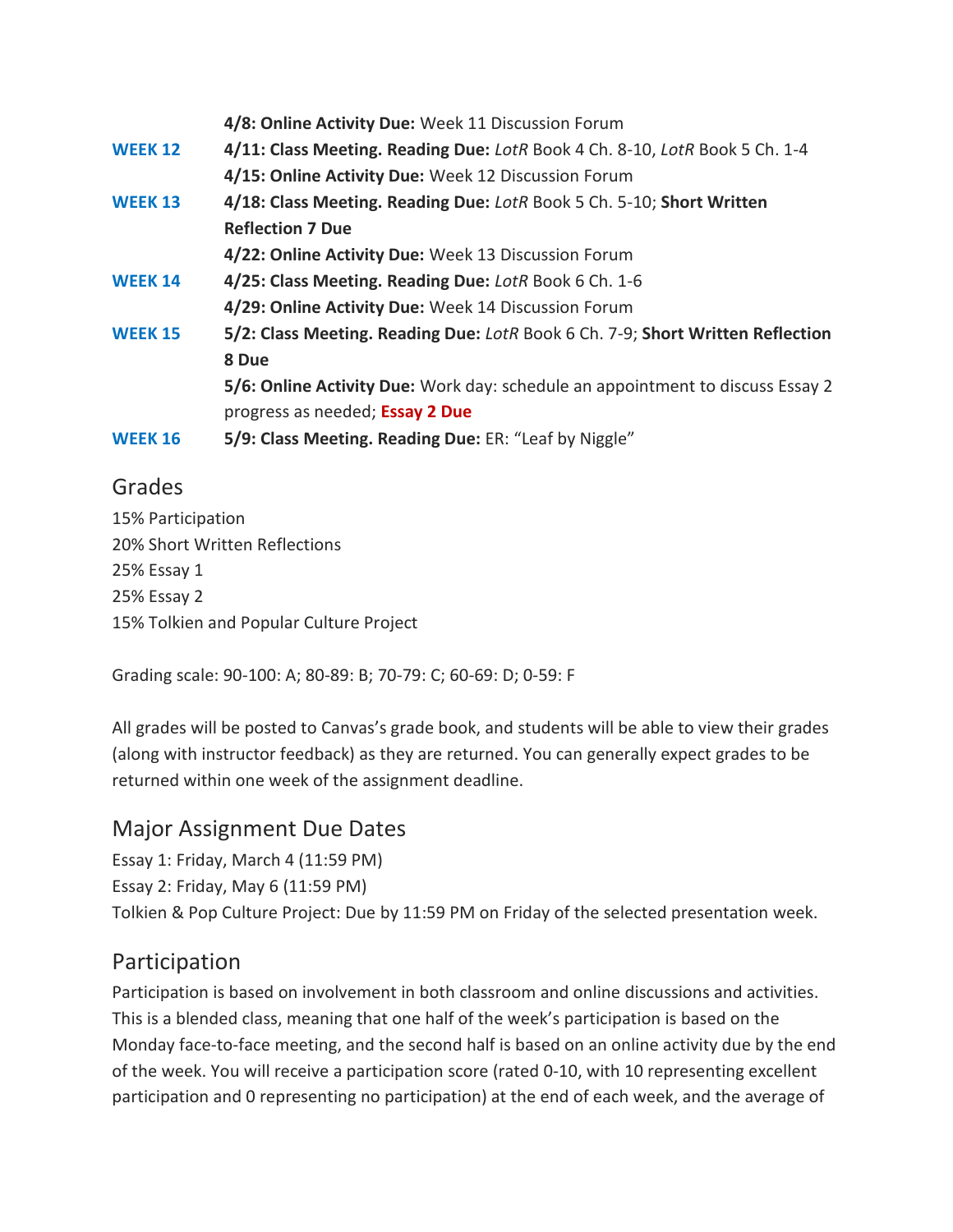| | |
|---|---|
| | **4/8: Online Activity Due:** Week 11 Discussion Forum |
| **WEEK 12** | **4/11: Class Meeting. Reading Due:** *LotR* Book 4 Ch. 8-10, *LotR* Book 5 Ch. 1-4 |
| | **4/15: Online Activity Due:** Week 12 Discussion Forum |
| **WEEK 13** | **4/18: Class Meeting. Reading Due:** *LotR* Book 5 Ch. 5-10; **Short Written Reflection 7 Due** |
| | **4/22: Online Activity Due:** Week 13 Discussion Forum |
| **WEEK 14** | **4/25: Class Meeting. Reading Due:** *LotR* Book 6 Ch. 1-6 |
| | **4/29: Online Activity Due:** Week 14 Discussion Forum |
| **WEEK 15** | **5/2: Class Meeting. Reading Due:** *LotR* Book 6 Ch. 7-9; **Short Written Reflection 8 Due** |
| | **5/6: Online Activity Due:** Work day: schedule an appointment to discuss Essay 2 progress as needed; **Essay 2 Due** |
| **WEEK 16** | **5/9: Class Meeting. Reading Due:** ER: "Leaf by Niggle" |

## Grades

15% Participation
20% Short Written Reflections
25% Essay 1
25% Essay 2
15% Tolkien and Popular Culture Project

Grading scale: 90-100: A; 80-89: B; 70-79: C; 60-69: D; 0-59: F

All grades will be posted to Canvas's grade book, and students will be able to view their grades (along with instructor feedback) as they are returned. You can generally expect grades to be returned within one week of the assignment deadline.

## Major Assignment Due Dates

Essay 1: Friday, March 4 (11:59 PM)
Essay 2: Friday, May 6 (11:59 PM)
Tolkien & Pop Culture Project: Due by 11:59 PM on Friday of the selected presentation week.

## Participation

Participation is based on involvement in both classroom and online discussions and activities. This is a blended class, meaning that one half of the week's participation is based on the Monday face-to-face meeting, and the second half is based on an online activity due by the end of the week. You will receive a participation score (rated 0-10, with 10 representing excellent participation and 0 representing no participation) at the end of each week, and the average of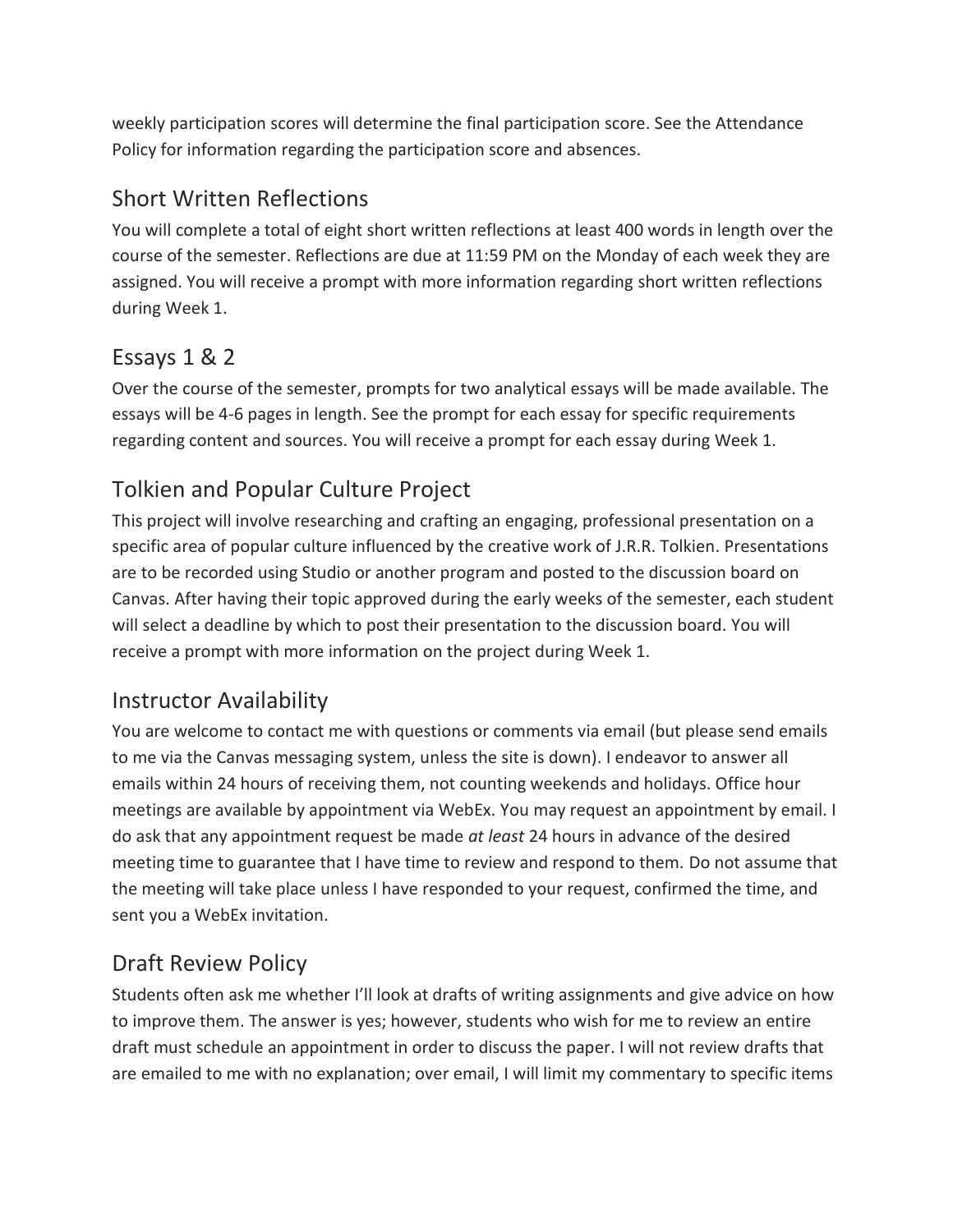weekly participation scores will determine the final participation score. See the Attendance Policy for information regarding the participation score and absences.

## Short Written Reflections

You will complete a total of eight short written reflections at least 400 words in length over the course of the semester. Reflections are due at 11:59 PM on the Monday of each week they are assigned. You will receive a prompt with more information regarding short written reflections during Week 1.

## Essays 1 & 2

Over the course of the semester, prompts for two analytical essays will be made available. The essays will be 4-6 pages in length. See the prompt for each essay for specific requirements regarding content and sources. You will receive a prompt for each essay during Week 1.

## Tolkien and Popular Culture Project

This project will involve researching and crafting an engaging, professional presentation on a specific area of popular culture influenced by the creative work of J.R.R. Tolkien. Presentations are to be recorded using Studio or another program and posted to the discussion board on Canvas. After having their topic approved during the early weeks of the semester, each student will select a deadline by which to post their presentation to the discussion board. You will receive a prompt with more information on the project during Week 1.

## Instructor Availability

You are welcome to contact me with questions or comments via email (but please send emails to me via the Canvas messaging system, unless the site is down). I endeavor to answer all emails within 24 hours of receiving them, not counting weekends and holidays. Office hour meetings are available by appointment via WebEx. You may request an appointment by email. I do ask that any appointment request be made *at least* 24 hours in advance of the desired meeting time to guarantee that I have time to review and respond to them. Do not assume that the meeting will take place unless I have responded to your request, confirmed the time, and sent you a WebEx invitation.

## Draft Review Policy

Students often ask me whether I'll look at drafts of writing assignments and give advice on how to improve them. The answer is yes; however, students who wish for me to review an entire draft must schedule an appointment in order to discuss the paper. I will not review drafts that are emailed to me with no explanation; over email, I will limit my commentary to specific items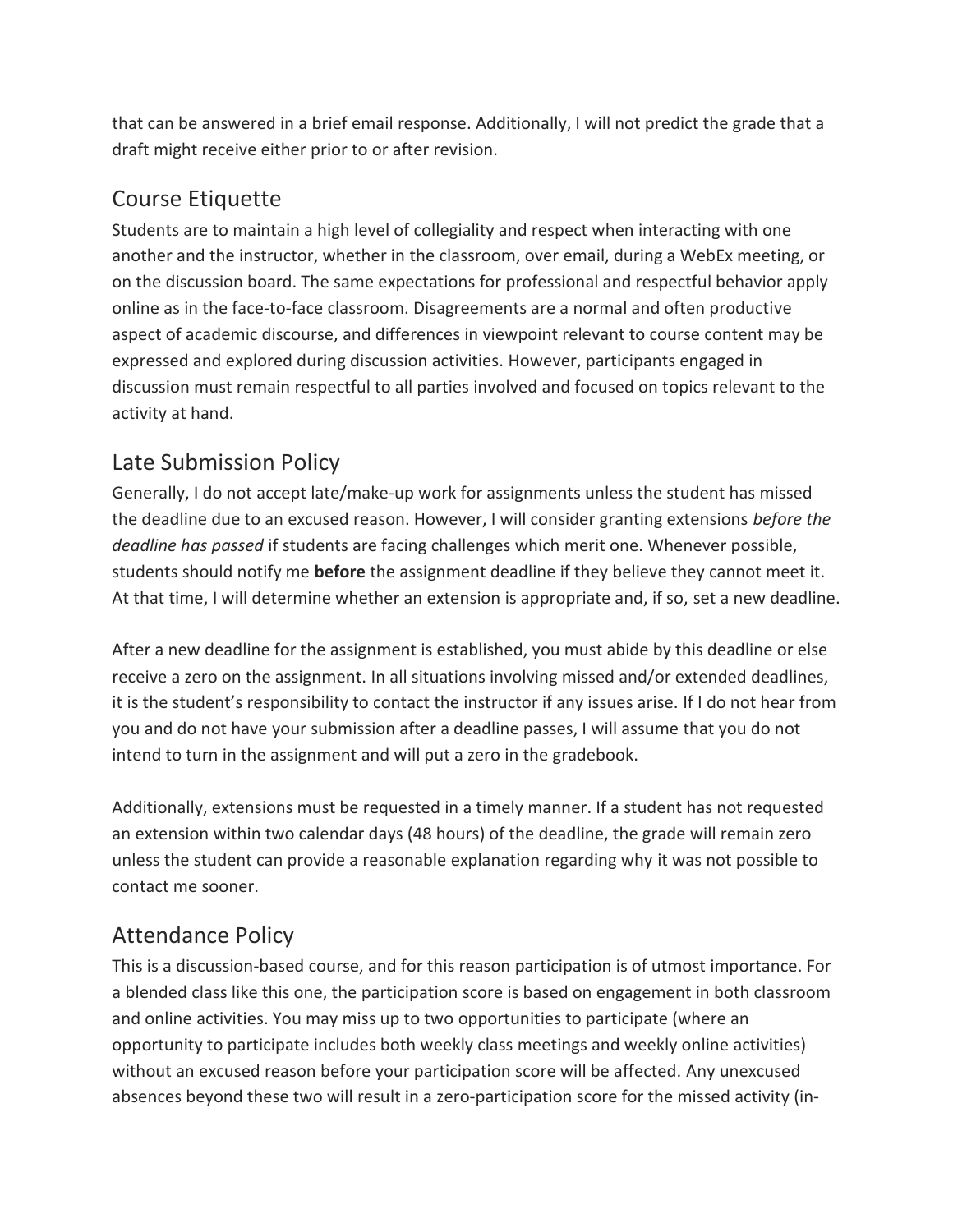that can be answered in a brief email response. Additionally, I will not predict the grade that a draft might receive either prior to or after revision.

## Course Etiquette

Students are to maintain a high level of collegiality and respect when interacting with one another and the instructor, whether in the classroom, over email, during a WebEx meeting, or on the discussion board. The same expectations for professional and respectful behavior apply online as in the face-to-face classroom. Disagreements are a normal and often productive aspect of academic discourse, and differences in viewpoint relevant to course content may be expressed and explored during discussion activities. However, participants engaged in discussion must remain respectful to all parties involved and focused on topics relevant to the activity at hand.

## Late Submission Policy

Generally, I do not accept late/make-up work for assignments unless the student has missed the deadline due to an excused reason. However, I will consider granting extensions *before the deadline has passed* if students are facing challenges which merit one. Whenever possible, students should notify me **before** the assignment deadline if they believe they cannot meet it. At that time, I will determine whether an extension is appropriate and, if so, set a new deadline.

After a new deadline for the assignment is established, you must abide by this deadline or else receive a zero on the assignment. In all situations involving missed and/or extended deadlines, it is the student's responsibility to contact the instructor if any issues arise. If I do not hear from you and do not have your submission after a deadline passes, I will assume that you do not intend to turn in the assignment and will put a zero in the gradebook.

Additionally, extensions must be requested in a timely manner. If a student has not requested an extension within two calendar days (48 hours) of the deadline, the grade will remain zero unless the student can provide a reasonable explanation regarding why it was not possible to contact me sooner.

## Attendance Policy

This is a discussion-based course, and for this reason participation is of utmost importance. For a blended class like this one, the participation score is based on engagement in both classroom and online activities. You may miss up to two opportunities to participate (where an opportunity to participate includes both weekly class meetings and weekly online activities) without an excused reason before your participation score will be affected. Any unexcused absences beyond these two will result in a zero-participation score for the missed activity (in-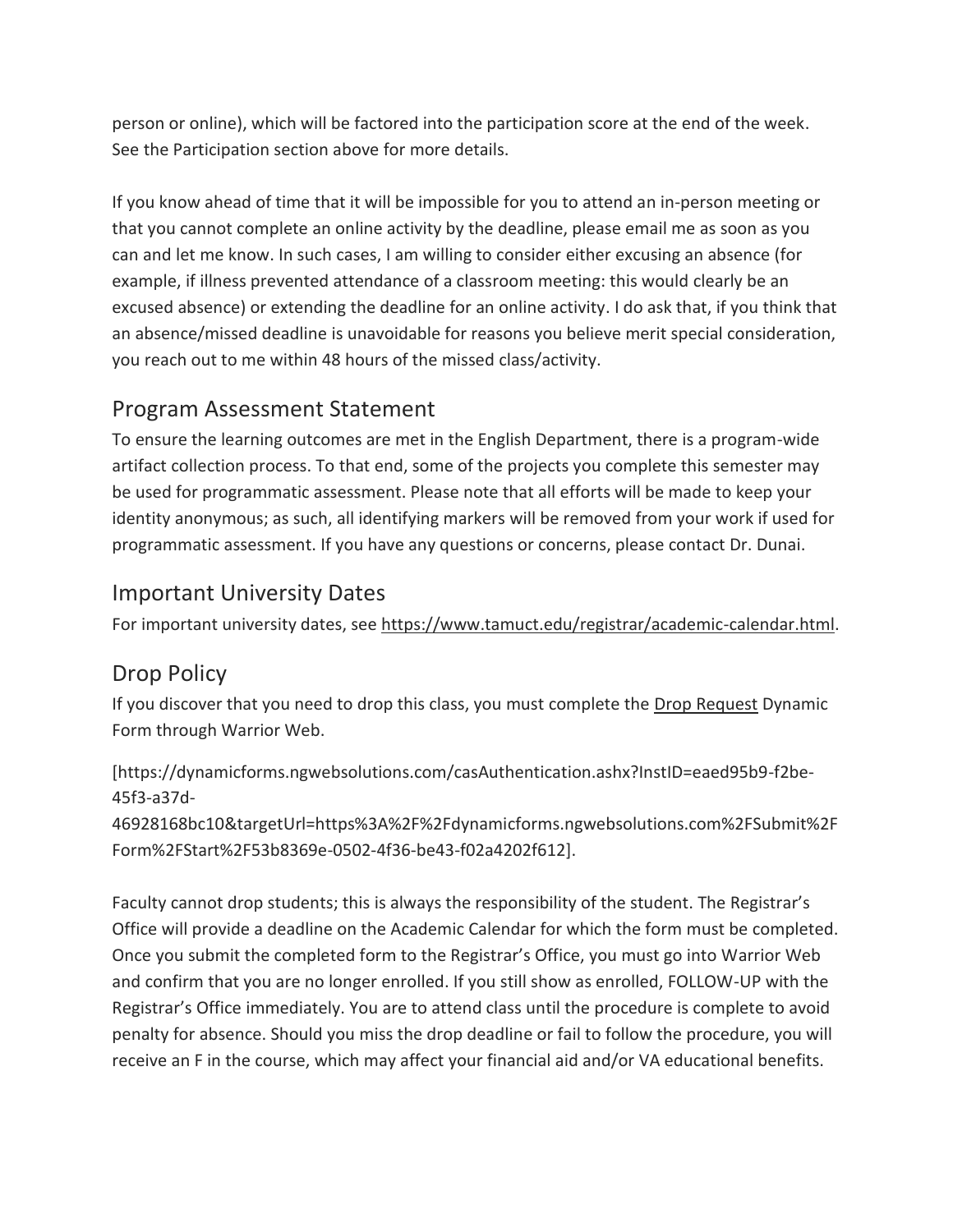person or online), which will be factored into the participation score at the end of the week. See the Participation section above for more details.

If you know ahead of time that it will be impossible for you to attend an in-person meeting or that you cannot complete an online activity by the deadline, please email me as soon as you can and let me know. In such cases, I am willing to consider either excusing an absence (for example, if illness prevented attendance of a classroom meeting: this would clearly be an excused absence) or extending the deadline for an online activity. I do ask that, if you think that an absence/missed deadline is unavoidable for reasons you believe merit special consideration, you reach out to me within 48 hours of the missed class/activity.

## Program Assessment Statement

To ensure the learning outcomes are met in the English Department, there is a program-wide artifact collection process. To that end, some of the projects you complete this semester may be used for programmatic assessment. Please note that all efforts will be made to keep your identity anonymous; as such, all identifying markers will be removed from your work if used for programmatic assessment. If you have any questions or concerns, please contact Dr. Dunai.

## Important University Dates

For important university dates, see https://www.tamuct.edu/registrar/academic-calendar.html.

## Drop Policy

If you discover that you need to drop this class, you must complete the Drop Request Dynamic Form through Warrior Web.

[https://dynamicforms.ngwebsolutions.com/casAuthentication.ashx?InstID=eaed95b9-f2be-45f3-a37d-46928168bc10&targetUrl=https%3A%2F%2Fdynamicforms.ngwebsolutions.com%2FSubmit%2FForm%2FStart%2F53b8369e-0502-4f36-be43-f02a4202f612].

Faculty cannot drop students; this is always the responsibility of the student. The Registrar's Office will provide a deadline on the Academic Calendar for which the form must be completed. Once you submit the completed form to the Registrar's Office, you must go into Warrior Web and confirm that you are no longer enrolled. If you still show as enrolled, FOLLOW-UP with the Registrar's Office immediately. You are to attend class until the procedure is complete to avoid penalty for absence. Should you miss the drop deadline or fail to follow the procedure, you will receive an F in the course, which may affect your financial aid and/or VA educational benefits.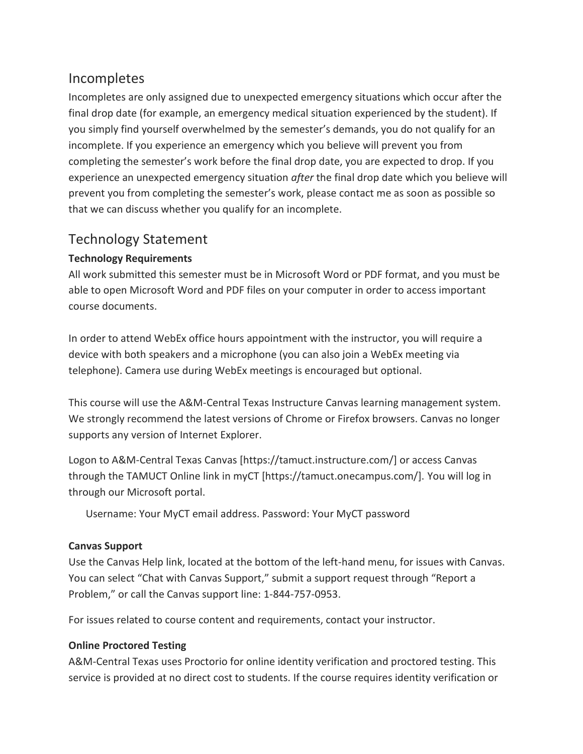## Incompletes

Incompletes are only assigned due to unexpected emergency situations which occur after the final drop date (for example, an emergency medical situation experienced by the student). If you simply find yourself overwhelmed by the semester's demands, you do not qualify for an incomplete. If you experience an emergency which you believe will prevent you from completing the semester's work before the final drop date, you are expected to drop. If you experience an unexpected emergency situation *after* the final drop date which you believe will prevent you from completing the semester's work, please contact me as soon as possible so that we can discuss whether you qualify for an incomplete.

## Technology Statement

**Technology Requirements**

All work submitted this semester must be in Microsoft Word or PDF format, and you must be able to open Microsoft Word and PDF files on your computer in order to access important course documents.

In order to attend WebEx office hours appointment with the instructor, you will require a device with both speakers and a microphone (you can also join a WebEx meeting via telephone). Camera use during WebEx meetings is encouraged but optional.

This course will use the A&M-Central Texas Instructure Canvas learning management system. We strongly recommend the latest versions of Chrome or Firefox browsers. Canvas no longer supports any version of Internet Explorer.

Logon to A&M-Central Texas Canvas [https://tamuct.instructure.com/] or access Canvas through the TAMUCT Online link in myCT [https://tamuct.onecampus.com/]. You will log in through our Microsoft portal.

Username: Your MyCT email address. Password: Your MyCT password

**Canvas Support**

Use the Canvas Help link, located at the bottom of the left-hand menu, for issues with Canvas. You can select "Chat with Canvas Support," submit a support request through "Report a Problem," or call the Canvas support line: 1-844-757-0953.

For issues related to course content and requirements, contact your instructor.

**Online Proctored Testing**

A&M-Central Texas uses Proctorio for online identity verification and proctored testing. This service is provided at no direct cost to students. If the course requires identity verification or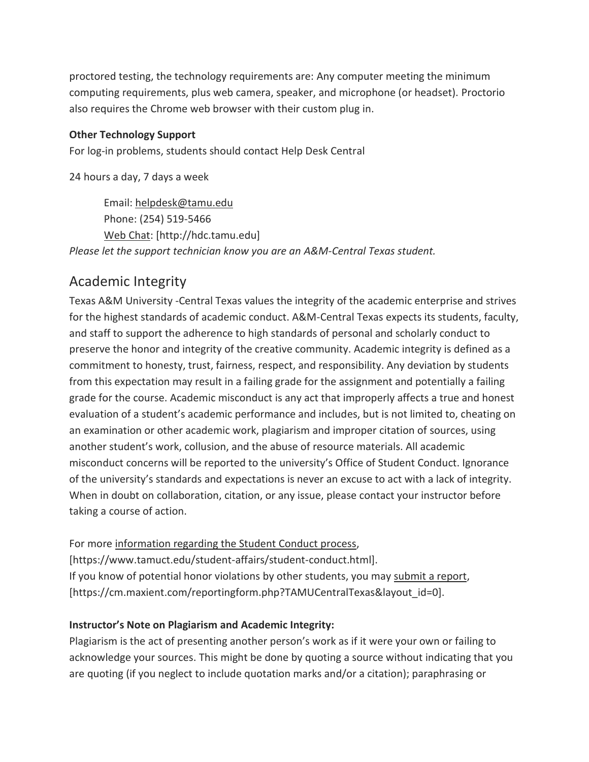proctored testing, the technology requirements are: Any computer meeting the minimum computing requirements, plus web camera, speaker, and microphone (or headset). Proctorio also requires the Chrome web browser with their custom plug in.

**Other Technology Support**

For log-in problems, students should contact Help Desk Central

24 hours a day, 7 days a week

> Email: helpdesk@tamu.edu
> Phone: (254) 519-5466
> Web Chat: [http://hdc.tamu.edu]

*Please let the support technician know you are an A&M-Central Texas student.*

## Academic Integrity

Texas A&M University -Central Texas values the integrity of the academic enterprise and strives for the highest standards of academic conduct. A&M-Central Texas expects its students, faculty, and staff to support the adherence to high standards of personal and scholarly conduct to preserve the honor and integrity of the creative community. Academic integrity is defined as a commitment to honesty, trust, fairness, respect, and responsibility. Any deviation by students from this expectation may result in a failing grade for the assignment and potentially a failing grade for the course. Academic misconduct is any act that improperly affects a true and honest evaluation of a student's academic performance and includes, but is not limited to, cheating on an examination or other academic work, plagiarism and improper citation of sources, using another student's work, collusion, and the abuse of resource materials. All academic misconduct concerns will be reported to the university's Office of Student Conduct. Ignorance of the university's standards and expectations is never an excuse to act with a lack of integrity. When in doubt on collaboration, citation, or any issue, please contact your instructor before taking a course of action.

For more information regarding the Student Conduct process, [https://www.tamuct.edu/student-affairs/student-conduct.html].
If you know of potential honor violations by other students, you may submit a report, [https://cm.maxient.com/reportingform.php?TAMUCentralTexas&layout_id=0].

**Instructor's Note on Plagiarism and Academic Integrity:**

Plagiarism is the act of presenting another person's work as if it were your own or failing to acknowledge your sources. This might be done by quoting a source without indicating that you are quoting (if you neglect to include quotation marks and/or a citation); paraphrasing or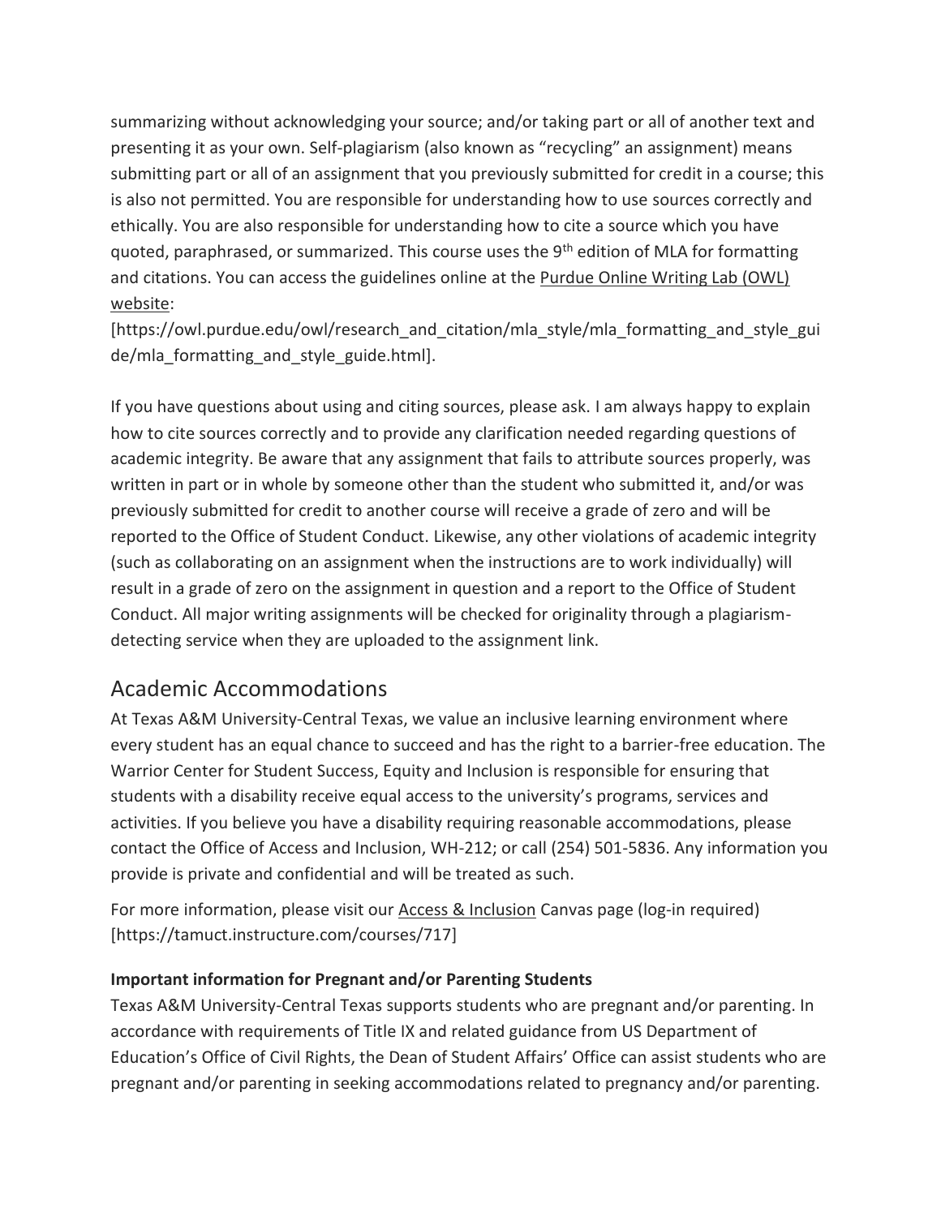summarizing without acknowledging your source; and/or taking part or all of another text and presenting it as your own. Self-plagiarism (also known as "recycling" an assignment) means submitting part or all of an assignment that you previously submitted for credit in a course; this is also not permitted. You are responsible for understanding how to use sources correctly and ethically. You are also responsible for understanding how to cite a source which you have quoted, paraphrased, or summarized. This course uses the 9th edition of MLA for formatting and citations. You can access the guidelines online at the Purdue Online Writing Lab (OWL) website:
[https://owl.purdue.edu/owl/research_and_citation/mla_style/mla_formatting_and_style_guide/mla_formatting_and_style_guide.html].

If you have questions about using and citing sources, please ask. I am always happy to explain how to cite sources correctly and to provide any clarification needed regarding questions of academic integrity. Be aware that any assignment that fails to attribute sources properly, was written in part or in whole by someone other than the student who submitted it, and/or was previously submitted for credit to another course will receive a grade of zero and will be reported to the Office of Student Conduct. Likewise, any other violations of academic integrity (such as collaborating on an assignment when the instructions are to work individually) will result in a grade of zero on the assignment in question and a report to the Office of Student Conduct. All major writing assignments will be checked for originality through a plagiarism-detecting service when they are uploaded to the assignment link.

## Academic Accommodations

At Texas A&M University-Central Texas, we value an inclusive learning environment where every student has an equal chance to succeed and has the right to a barrier-free education. The Warrior Center for Student Success, Equity and Inclusion is responsible for ensuring that students with a disability receive equal access to the university's programs, services and activities. If you believe you have a disability requiring reasonable accommodations, please contact the Office of Access and Inclusion, WH-212; or call (254) 501-5836. Any information you provide is private and confidential and will be treated as such.

For more information, please visit our Access & Inclusion Canvas page (log-in required) [https://tamuct.instructure.com/courses/717]

**Important information for Pregnant and/or Parenting Students**

Texas A&M University-Central Texas supports students who are pregnant and/or parenting. In accordance with requirements of Title IX and related guidance from US Department of Education's Office of Civil Rights, the Dean of Student Affairs' Office can assist students who are pregnant and/or parenting in seeking accommodations related to pregnancy and/or parenting.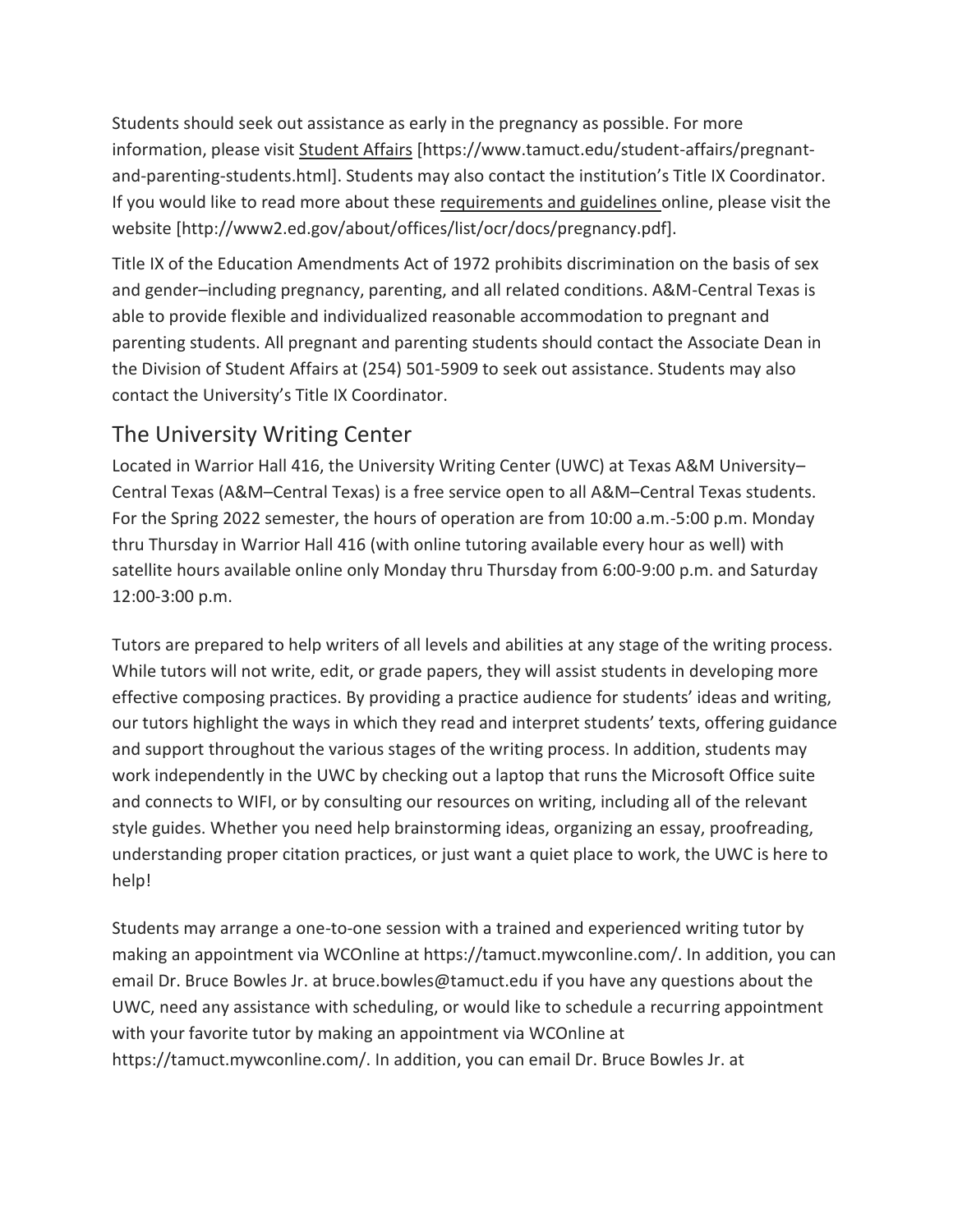Students should seek out assistance as early in the pregnancy as possible. For more information, please visit Student Affairs [https://www.tamuct.edu/student-affairs/pregnant-and-parenting-students.html]. Students may also contact the institution's Title IX Coordinator. If you would like to read more about these requirements and guidelines online, please visit the website [http://www2.ed.gov/about/offices/list/ocr/docs/pregnancy.pdf].

Title IX of the Education Amendments Act of 1972 prohibits discrimination on the basis of sex and gender–including pregnancy, parenting, and all related conditions. A&M-Central Texas is able to provide flexible and individualized reasonable accommodation to pregnant and parenting students. All pregnant and parenting students should contact the Associate Dean in the Division of Student Affairs at (254) 501-5909 to seek out assistance. Students may also contact the University's Title IX Coordinator.

## The University Writing Center

Located in Warrior Hall 416, the University Writing Center (UWC) at Texas A&M University–Central Texas (A&M–Central Texas) is a free service open to all A&M–Central Texas students. For the Spring 2022 semester, the hours of operation are from 10:00 a.m.-5:00 p.m. Monday thru Thursday in Warrior Hall 416 (with online tutoring available every hour as well) with satellite hours available online only Monday thru Thursday from 6:00-9:00 p.m. and Saturday 12:00-3:00 p.m.

Tutors are prepared to help writers of all levels and abilities at any stage of the writing process. While tutors will not write, edit, or grade papers, they will assist students in developing more effective composing practices. By providing a practice audience for students' ideas and writing, our tutors highlight the ways in which they read and interpret students' texts, offering guidance and support throughout the various stages of the writing process. In addition, students may work independently in the UWC by checking out a laptop that runs the Microsoft Office suite and connects to WIFI, or by consulting our resources on writing, including all of the relevant style guides. Whether you need help brainstorming ideas, organizing an essay, proofreading, understanding proper citation practices, or just want a quiet place to work, the UWC is here to help!

Students may arrange a one-to-one session with a trained and experienced writing tutor by making an appointment via WCOnline at https://tamuct.mywconline.com/. In addition, you can email Dr. Bruce Bowles Jr. at bruce.bowles@tamuct.edu if you have any questions about the UWC, need any assistance with scheduling, or would like to schedule a recurring appointment with your favorite tutor by making an appointment via WCOnline at https://tamuct.mywconline.com/. In addition, you can email Dr. Bruce Bowles Jr. at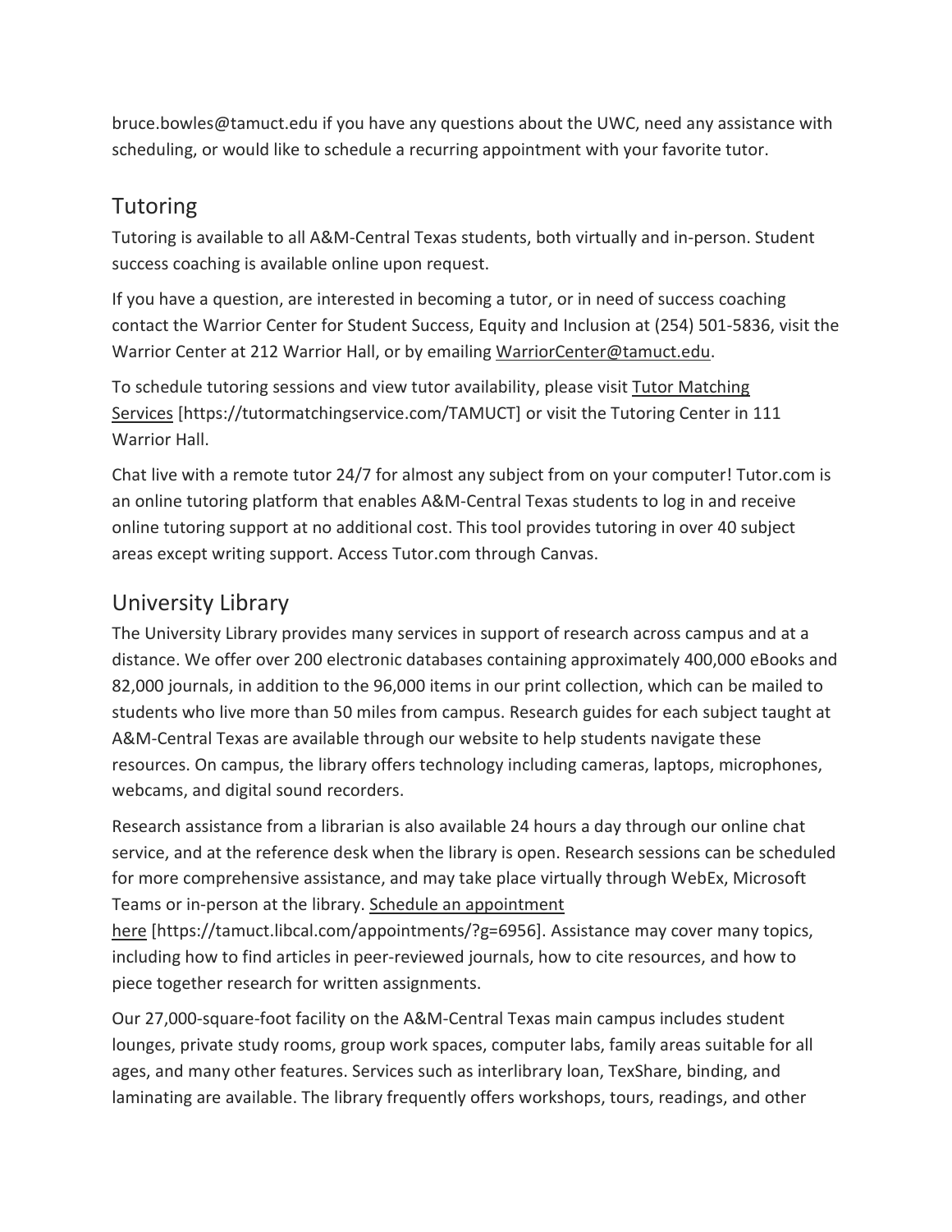bruce.bowles@tamuct.edu if you have any questions about the UWC, need any assistance with scheduling, or would like to schedule a recurring appointment with your favorite tutor.

## Tutoring

Tutoring is available to all A&M-Central Texas students, both virtually and in-person. Student success coaching is available online upon request.

If you have a question, are interested in becoming a tutor, or in need of success coaching contact the Warrior Center for Student Success, Equity and Inclusion at (254) 501-5836, visit the Warrior Center at 212 Warrior Hall, or by emailing WarriorCenter@tamuct.edu.

To schedule tutoring sessions and view tutor availability, please visit Tutor Matching Services [https://tutormatchingservice.com/TAMUCT] or visit the Tutoring Center in 111 Warrior Hall.

Chat live with a remote tutor 24/7 for almost any subject from on your computer! Tutor.com is an online tutoring platform that enables A&M-Central Texas students to log in and receive online tutoring support at no additional cost. This tool provides tutoring in over 40 subject areas except writing support. Access Tutor.com through Canvas.

## University Library

The University Library provides many services in support of research across campus and at a distance. We offer over 200 electronic databases containing approximately 400,000 eBooks and 82,000 journals, in addition to the 96,000 items in our print collection, which can be mailed to students who live more than 50 miles from campus. Research guides for each subject taught at A&M-Central Texas are available through our website to help students navigate these resources. On campus, the library offers technology including cameras, laptops, microphones, webcams, and digital sound recorders.

Research assistance from a librarian is also available 24 hours a day through our online chat service, and at the reference desk when the library is open. Research sessions can be scheduled for more comprehensive assistance, and may take place virtually through WebEx, Microsoft Teams or in-person at the library. Schedule an appointment here [https://tamuct.libcal.com/appointments/?g=6956]. Assistance may cover many topics, including how to find articles in peer-reviewed journals, how to cite resources, and how to piece together research for written assignments.

Our 27,000-square-foot facility on the A&M-Central Texas main campus includes student lounges, private study rooms, group work spaces, computer labs, family areas suitable for all ages, and many other features. Services such as interlibrary loan, TexShare, binding, and laminating are available. The library frequently offers workshops, tours, readings, and other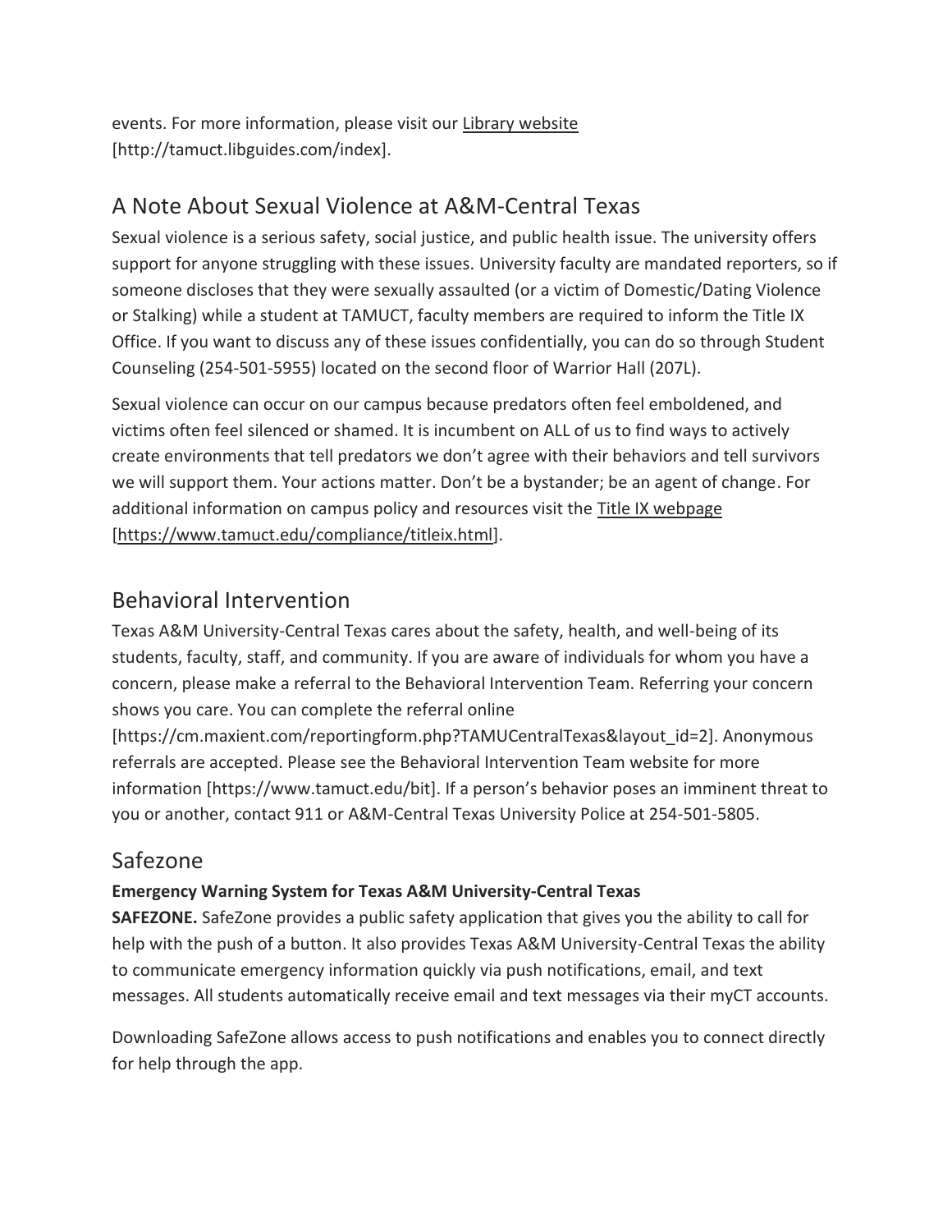events. For more information, please visit our Library website [http://tamuct.libguides.com/index].

## A Note About Sexual Violence at A&M-Central Texas

Sexual violence is a serious safety, social justice, and public health issue. The university offers support for anyone struggling with these issues. University faculty are mandated reporters, so if someone discloses that they were sexually assaulted (or a victim of Domestic/Dating Violence or Stalking) while a student at TAMUCT, faculty members are required to inform the Title IX Office. If you want to discuss any of these issues confidentially, you can do so through Student Counseling (254-501-5955) located on the second floor of Warrior Hall (207L).

Sexual violence can occur on our campus because predators often feel emboldened, and victims often feel silenced or shamed. It is incumbent on ALL of us to find ways to actively create environments that tell predators we don't agree with their behaviors and tell survivors we will support them. Your actions matter. Don't be a bystander; be an agent of change. For additional information on campus policy and resources visit the Title IX webpage [https://www.tamuct.edu/compliance/titleix.html].

## Behavioral Intervention

Texas A&M University-Central Texas cares about the safety, health, and well-being of its students, faculty, staff, and community. If you are aware of individuals for whom you have a concern, please make a referral to the Behavioral Intervention Team. Referring your concern shows you care. You can complete the referral online [https://cm.maxient.com/reportingform.php?TAMUCentralTexas&layout_id=2]. Anonymous referrals are accepted. Please see the Behavioral Intervention Team website for more information [https://www.tamuct.edu/bit]. If a person's behavior poses an imminent threat to you or another, contact 911 or A&M-Central Texas University Police at 254-501-5805.

## Safezone

**Emergency Warning System for Texas A&M University-Central Texas**

**SAFEZONE.** SafeZone provides a public safety application that gives you the ability to call for help with the push of a button. It also provides Texas A&M University-Central Texas the ability to communicate emergency information quickly via push notifications, email, and text messages. All students automatically receive email and text messages via their myCT accounts.

Downloading SafeZone allows access to push notifications and enables you to connect directly for help through the app.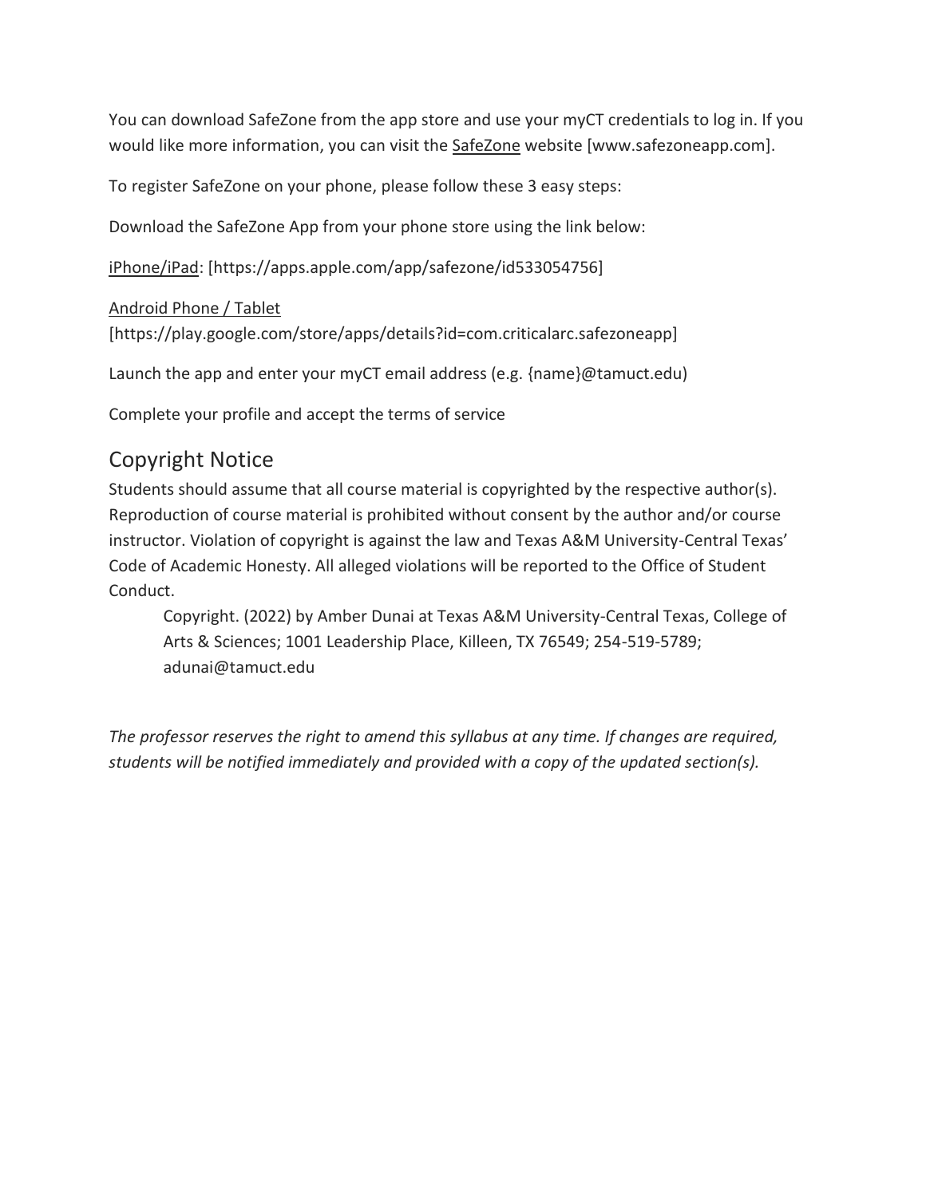You can download SafeZone from the app store and use your myCT credentials to log in. If you would like more information, you can visit the SafeZone website [www.safezoneapp.com].

To register SafeZone on your phone, please follow these 3 easy steps:

Download the SafeZone App from your phone store using the link below:

iPhone/iPad: [https://apps.apple.com/app/safezone/id533054756]

Android Phone / Tablet
[https://play.google.com/store/apps/details?id=com.criticalarc.safezoneapp]

Launch the app and enter your myCT email address (e.g. {name}@tamuct.edu)

Complete your profile and accept the terms of service

## Copyright Notice

Students should assume that all course material is copyrighted by the respective author(s). Reproduction of course material is prohibited without consent by the author and/or course instructor. Violation of copyright is against the law and Texas A&M University-Central Texas' Code of Academic Honesty. All alleged violations will be reported to the Office of Student Conduct.

> Copyright. (2022) by Amber Dunai at Texas A&M University-Central Texas, College of Arts & Sciences; 1001 Leadership Place, Killeen, TX 76549; 254-519-5789; adunai@tamuct.edu

*The professor reserves the right to amend this syllabus at any time. If changes are required, students will be notified immediately and provided with a copy of the updated section(s).*